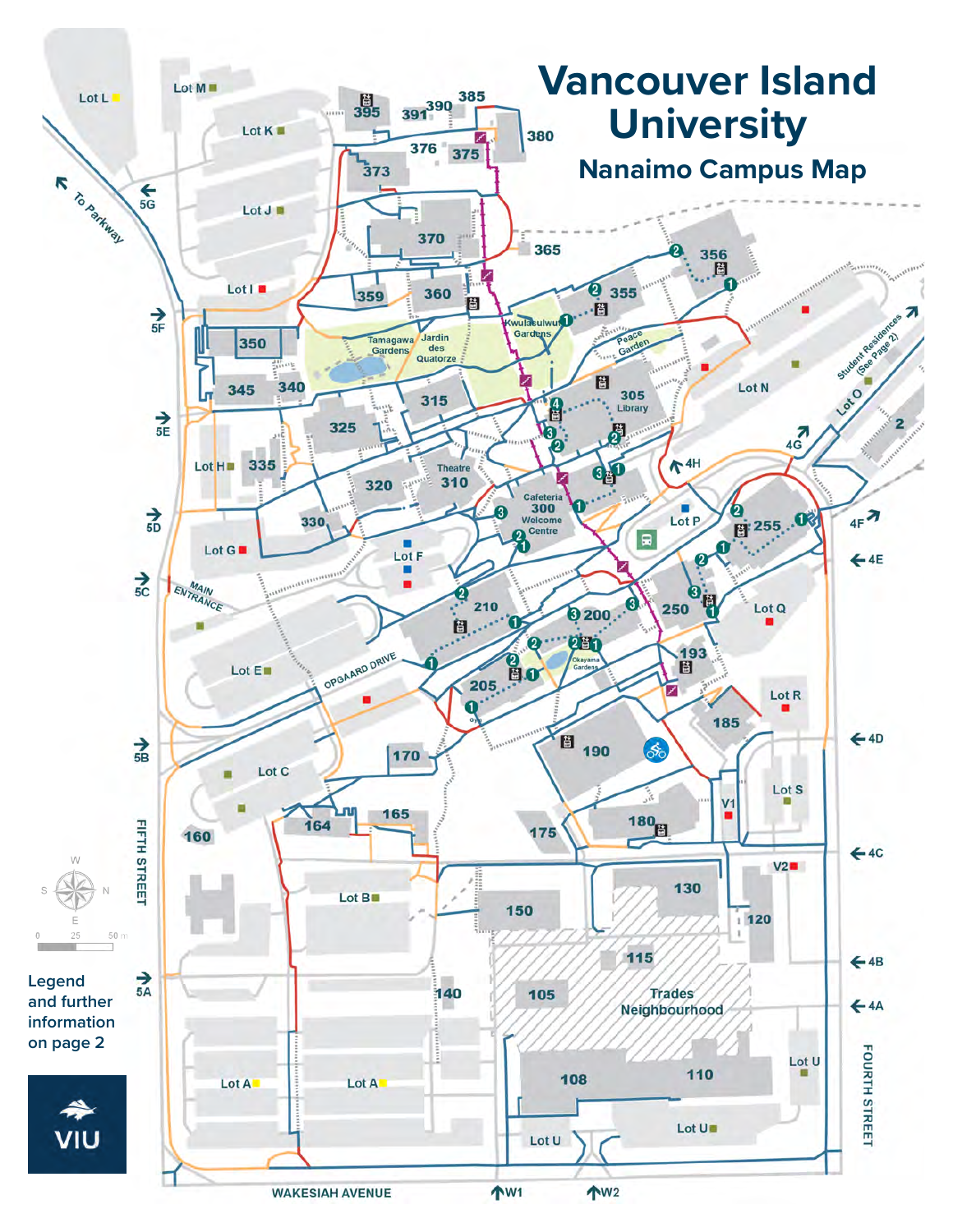# Vancouver Island University

## Nanaimo Campus Map

To Parkway

Lot L, Lot M, Lot K, Lot J, Lot I, Lot H, Lot G, Lot F, Lot E, Lot C, Lot B, Lot A, Lot A, Lot N, Lot O, Lot P, Lot Q, Lot R, Lot S, Lot U, Lot U, Lot U, V1, V2

395, 391, 390, 385, 380, 376, 375, 373, 370, 365, 360, 359, 356, 355, 350, 345, 340, 335, 330, 325, 320, 315, 305 Library, Theatre 310, 300 Cafeteria Welcome Centre, 2, 255, 250, 210, 205, 200, 193, 190, 185, 180, 175, 170, 165, 164, 160, 150, 140, 130, 120, 115, 110, 108, 105

Tamagawa Gardens, Jardin des Quatorze, Kwulasulwut Gardens, Peace Garden, Okayama Gardens, Gym, Trades Neighbourhood

Student Residences (See Page 2)

MAIN ENTRANCE, OPGAARD DRIVE, FIFTH STREET, FOURTH STREET, WAKESIAH AVENUE

5G, 5F, 5E, 5D, 5C, 5B, 5A, 4H, 4G, 4F, 4E, 4D, 4C, 4B, 4A, W1, W2

0 25 50 m

Legend and further information on page 2

VIU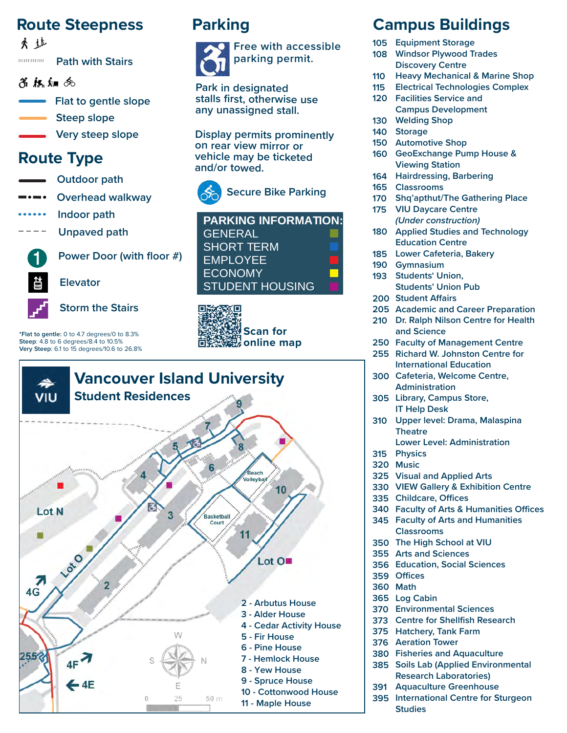## Route Steepness

Path with Stairs

Flat to gentle slope

Steep slope

Very steep slope

## Route Type

Outdoor path

Overhead walkway

Indoor path

Unpaved path

Power Door (with floor #)

Elevator

Storm the Stairs

*Flat to gentle: 0 to 4.7 degrees/0 to 8.3%
Steep: 4.8 to 6 degrees/8.4 to 10.5%
Very Steep: 6.1 to 15 degrees/10.6 to 26.8%

## Parking

Free with accessible parking permit.

Park in designated stalls first, otherwise use any unassigned stall.

Display permits prominently on rear view mirror or vehicle may be ticketed and/or towed.

Secure Bike Parking

**PARKING INFORMATION:**
- GENERAL
- SHORT TERM
- EMPLOYEE
- ECONOMY
- STUDENT HOUSING

Scan for online map

## Campus Buildings

- 105 Equipment Storage
- 108 Windsor Plywood Trades Discovery Centre
- 110 Heavy Mechanical & Marine Shop
- 115 Electrical Technologies Complex
- 120 Facilities Service and Campus Development
- 130 Welding Shop
- 140 Storage
- 150 Automotive Shop
- 160 GeoExchange Pump House & Viewing Station
- 164 Hairdressing, Barbering
- 165 Classrooms
- 170 Shq'apthut/The Gathering Place
- 175 VIU Daycare Centre *(Under construction)*
- 180 Applied Studies and Technology Education Centre
- 185 Lower Cafeteria, Bakery
- 190 Gymnasium
- 193 Students' Union, Students' Union Pub
- 200 Student Affairs
- 205 Academic and Career Preparation
- 210 Dr. Ralph Nilson Centre for Health and Science
- 250 Faculty of Management Centre
- 255 Richard W. Johnston Centre for International Education
- 300 Cafeteria, Welcome Centre, Administration
- 305 Library, Campus Store, IT Help Desk
- 310 Upper level: Drama, Malaspina Theatre; Lower Level: Administration
- 315 Physics
- 320 Music
- 325 Visual and Applied Arts
- 330 VIEW Gallery & Exhibition Centre
- 335 Childcare, Offices
- 340 Faculty of Arts & Humanities Offices
- 345 Faculty of Arts and Humanities Classrooms
- 350 The High School at VIU
- 355 Arts and Sciences
- 356 Education, Social Sciences
- 359 Offices
- 360 Math
- 365 Log Cabin
- 370 Environmental Sciences
- 373 Centre for Shellfish Research
- 375 Hatchery, Tank Farm
- 376 Aeration Tower
- 380 Fisheries and Aquaculture
- 385 Soils Lab (Applied Environmental Research Laboratories)
- 391 Aquaculture Greenhouse
- 395 International Centre for Sturgeon Studies

## Vancouver Island University
### Student Residences

Lot N, Lot O, Beach Volleyball, Basketball Court, 4G, 4F, 4E, 255

- 2 - Arbutus House
- 3 - Alder House
- 4 - Cedar Activity House
- 5 - Fir House
- 6 - Pine House
- 7 - Hemlock House
- 8 - Yew House
- 9 - Spruce House
- 10 - Cottonwood House
- 11 - Maple House

W, S, N, E

0 25 50 m